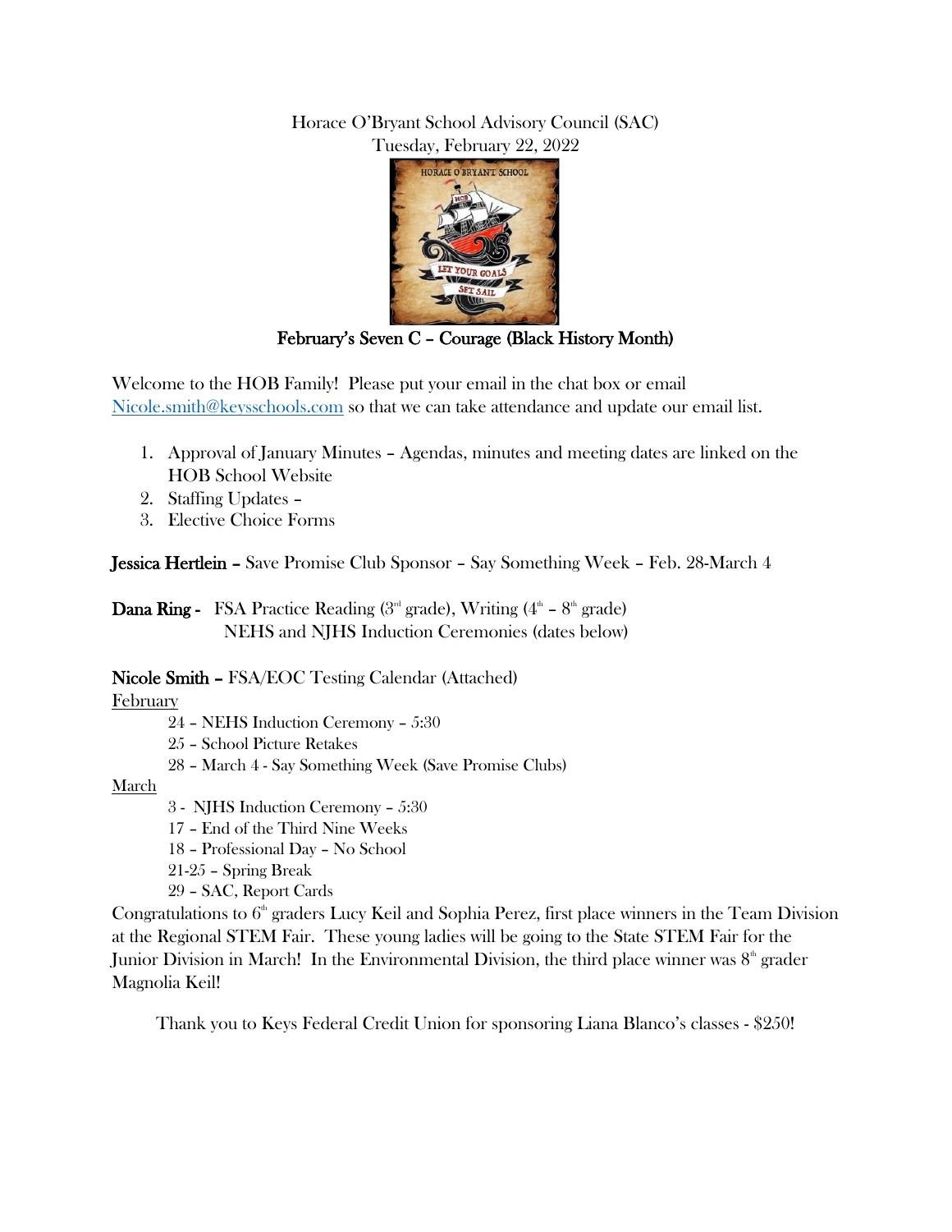Horace O'Bryant School Advisory Council (SAC)
Tuesday, February 22, 2022

**February's Seven C – Courage (Black History Month)**

Welcome to the HOB Family! Please put your email in the chat box or email Nicole.smith@keysschools.com so that we can take attendance and update our email list.

1. Approval of January Minutes – Agendas, minutes and meeting dates are linked on the HOB School Website
2. Staffing Updates –
3. Elective Choice Forms

**Jessica Hertlein –** Save Promise Club Sponsor – Say Something Week – Feb. 28-March 4

**Dana Ring -** FSA Practice Reading (3rd grade), Writing (4th – 8th grade)
NEHS and NJHS Induction Ceremonies (dates below)

**Nicole Smith –** FSA/EOC Testing Calendar (Attached)

February

- 24 – NEHS Induction Ceremony – 5:30
- 25 – School Picture Retakes
- 28 – March 4 - Say Something Week (Save Promise Clubs)

March

- 3 - NJHS Induction Ceremony – 5:30
- 17 – End of the Third Nine Weeks
- 18 – Professional Day – No School
- 21-25 – Spring Break
- 29 – SAC, Report Cards

Congratulations to 6th graders Lucy Keil and Sophia Perez, first place winners in the Team Division at the Regional STEM Fair. These young ladies will be going to the State STEM Fair for the Junior Division in March! In the Environmental Division, the third place winner was 8th grader Magnolia Keil!

Thank you to Keys Federal Credit Union for sponsoring Liana Blanco's classes - $250!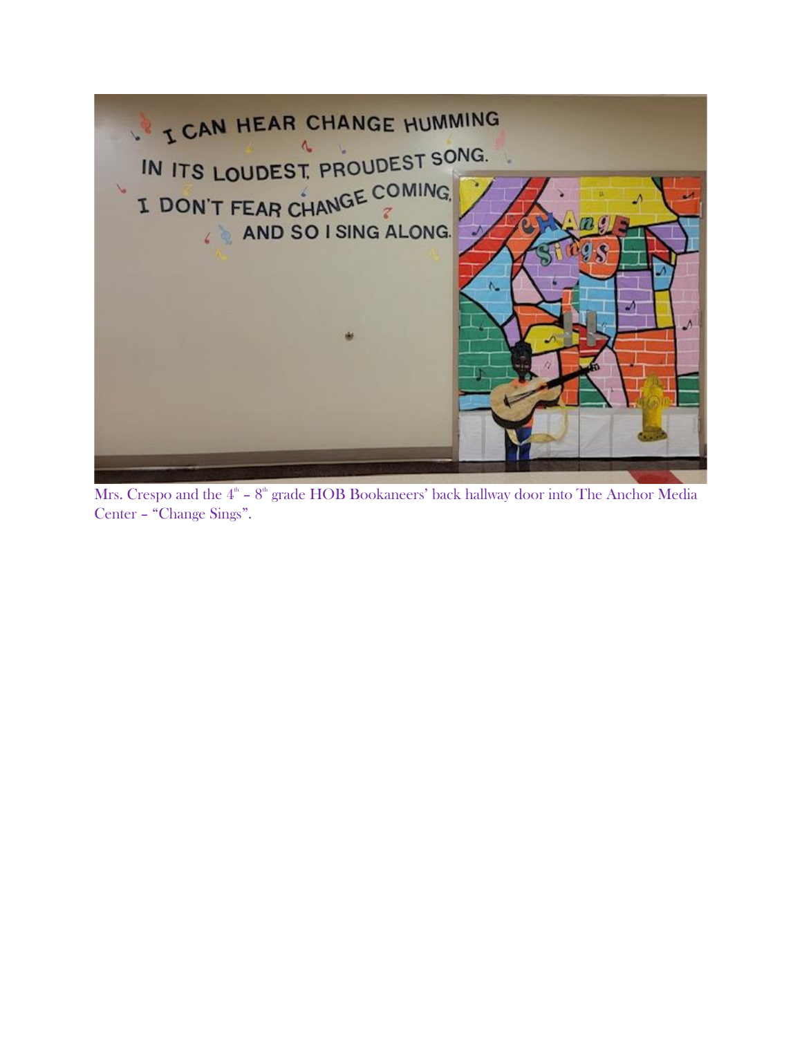Mrs. Crespo and the 4th – 8th grade HOB Bookaneers' back hallway door into The Anchor Media Center – "Change Sings".